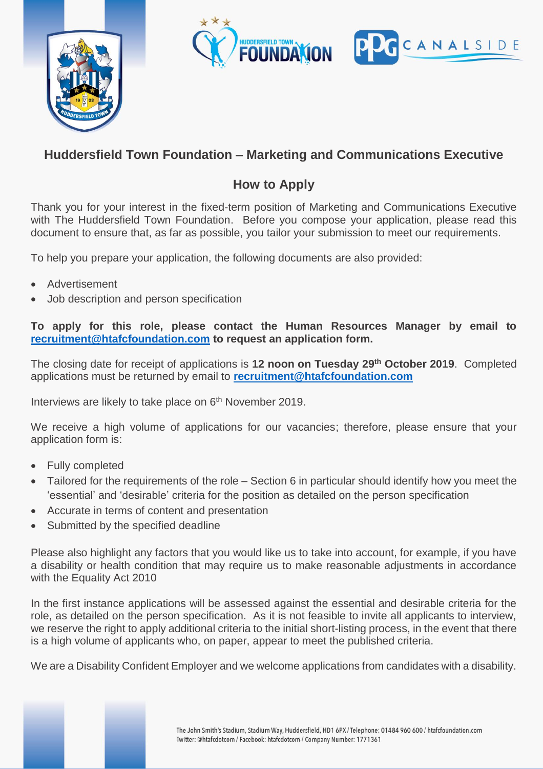# Huddersfield Town Foundation – Marketing and Communications Executive

## How to Apply

Thank you for your interest in the fixed-term position of Marketing and Communications Executive with The Huddersfield Town Foundation. Before you compose your application, please read this document to ensure that, as far as possible, you tailor your submission to meet our requirements.

To help you prepare your application, the following documents are also provided:

- Advertisement
- Job description and person specification

**To apply for this role, please contact the Human Resources Manager by email to recruitment@htafcfoundation.com to request an application form.**

The closing date for receipt of applications is **12 noon on Tuesday 29th October 2019**. Completed applications must be returned by email to **recruitment@htafcfoundation.com**

Interviews are likely to take place on 6th November 2019.

We receive a high volume of applications for our vacancies; therefore, please ensure that your application form is:

- Fully completed
- Tailored for the requirements of the role – Section 6 in particular should identify how you meet the 'essential' and 'desirable' criteria for the position as detailed on the person specification
- Accurate in terms of content and presentation
- Submitted by the specified deadline

Please also highlight any factors that you would like us to take into account, for example, if you have a disability or health condition that may require us to make reasonable adjustments in accordance with the Equality Act 2010

In the first instance applications will be assessed against the essential and desirable criteria for the role, as detailed on the person specification. As it is not feasible to invite all applicants to interview, we reserve the right to apply additional criteria to the initial short-listing process, in the event that there is a high volume of applicants who, on paper, appear to meet the published criteria.

We are a Disability Confident Employer and we welcome applications from candidates with a disability.

The John Smith's Stadium, Stadium Way, Huddersfield, HD1 6PX / Telephone: 01484 960 600 / htafcfoundation.com
Twitter: @htafcdotcom / Facebook: htafcdotcom / Company Number: 1771361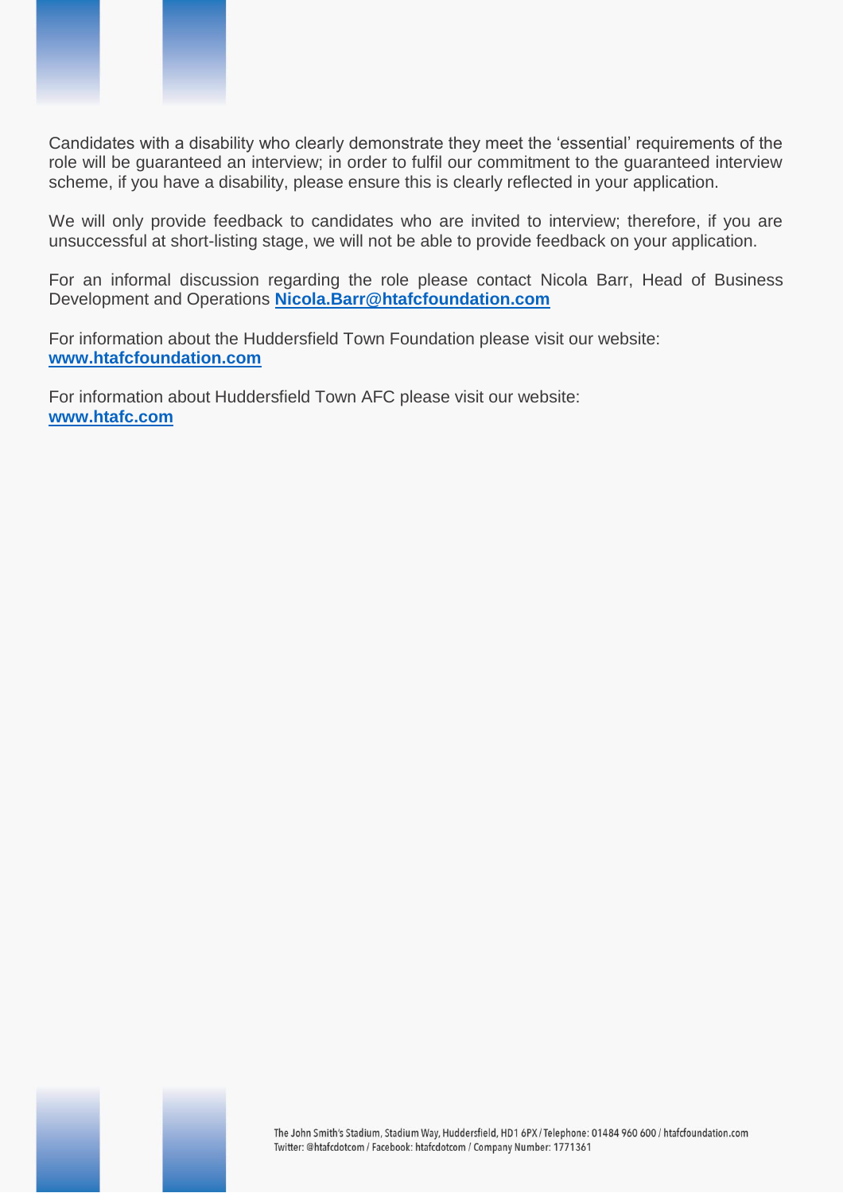Candidates with a disability who clearly demonstrate they meet the 'essential' requirements of the role will be guaranteed an interview; in order to fulfil our commitment to the guaranteed interview scheme, if you have a disability, please ensure this is clearly reflected in your application.

We will only provide feedback to candidates who are invited to interview; therefore, if you are unsuccessful at short-listing stage, we will not be able to provide feedback on your application.

For an informal discussion regarding the role please contact Nicola Barr, Head of Business Development and Operations **Nicola.Barr@htafcfoundation.com**

For information about the Huddersfield Town Foundation please visit our website:
**www.htafcfoundation.com**

For information about Huddersfield Town AFC please visit our website:
**www.htafc.com**